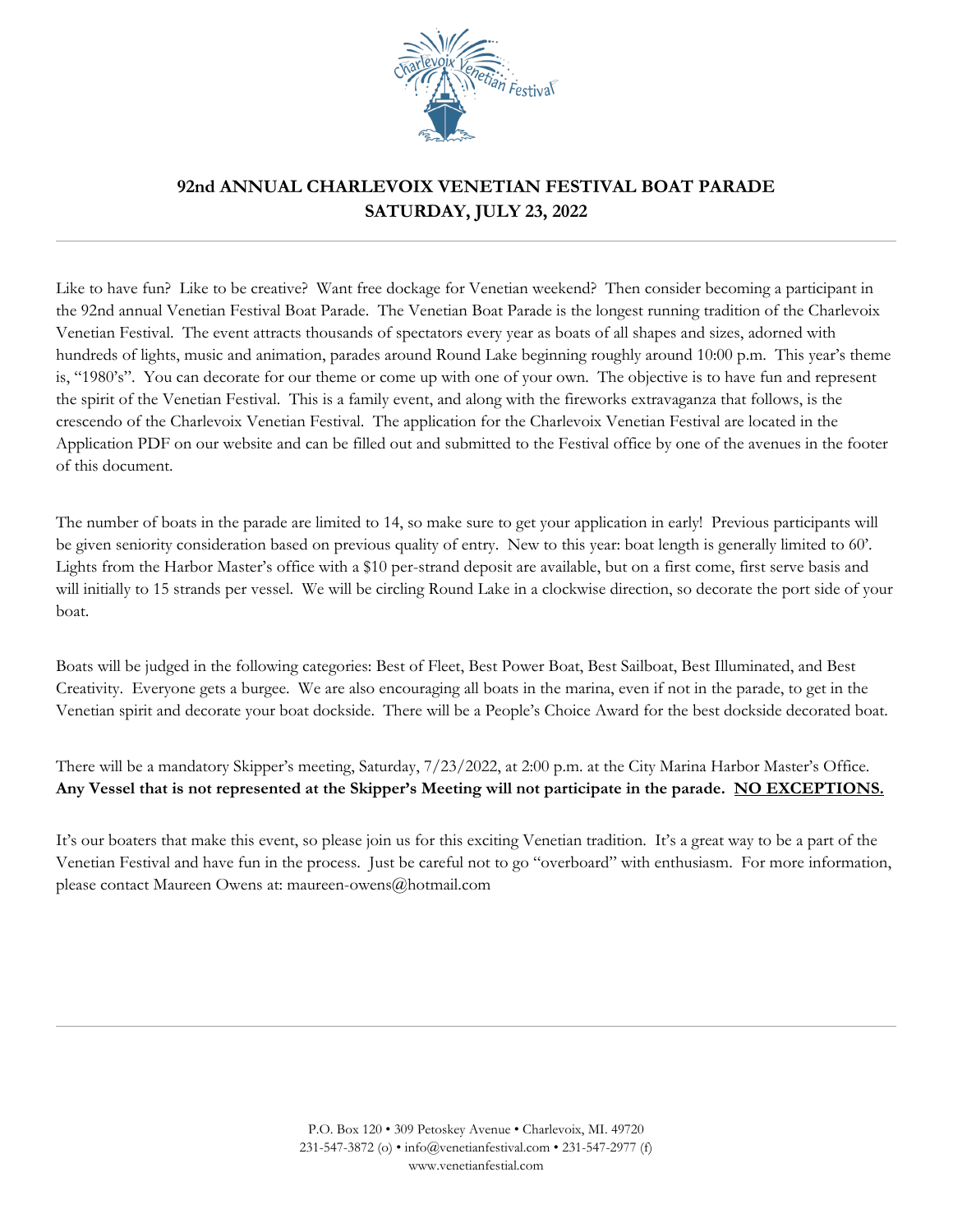# 92nd ANNUAL CHARLEVOIX VENETIAN FESTIVAL BOAT PARADE
## SATURDAY, JULY 23, 2022

Like to have fun? Like to be creative? Want free dockage for Venetian weekend? Then consider becoming a participant in the 92nd annual Venetian Festival Boat Parade. The Venetian Boat Parade is the longest running tradition of the Charlevoix Venetian Festival. The event attracts thousands of spectators every year as boats of all shapes and sizes, adorned with hundreds of lights, music and animation, parades around Round Lake beginning roughly around 10:00 p.m. This year's theme is, "1980's". You can decorate for our theme or come up with one of your own. The objective is to have fun and represent the spirit of the Venetian Festival. This is a family event, and along with the fireworks extravaganza that follows, is the crescendo of the Charlevoix Venetian Festival. The application for the Charlevoix Venetian Festival are located in the Application PDF on our website and can be filled out and submitted to the Festival office by one of the avenues in the footer of this document.

The number of boats in the parade are limited to 14, so make sure to get your application in early! Previous participants will be given seniority consideration based on previous quality of entry. New to this year: boat length is generally limited to 60'. Lights from the Harbor Master's office with a $10 per-strand deposit are available, but on a first come, first serve basis and will initially to 15 strands per vessel. We will be circling Round Lake in a clockwise direction, so decorate the port side of your boat.

Boats will be judged in the following categories: Best of Fleet, Best Power Boat, Best Sailboat, Best Illuminated, and Best Creativity. Everyone gets a burgee. We are also encouraging all boats in the marina, even if not in the parade, to get in the Venetian spirit and decorate your boat dockside. There will be a People's Choice Award for the best dockside decorated boat.

There will be a mandatory Skipper's meeting, Saturday, 7/23/2022, at 2:00 p.m. at the City Marina Harbor Master's Office. **Any Vessel that is not represented at the Skipper's Meeting will not participate in the parade. NO EXCEPTIONS.**

It's our boaters that make this event, so please join us for this exciting Venetian tradition. It's a great way to be a part of the Venetian Festival and have fun in the process. Just be careful not to go "overboard" with enthusiasm. For more information, please contact Maureen Owens at: maureen-owens@hotmail.com

P.O. Box 120 • 309 Petoskey Avenue • Charlevoix, MI. 49720
231-547-3872 (o) • info@venetianfestival.com • 231-547-2977 (f)
www.venetianfestial.com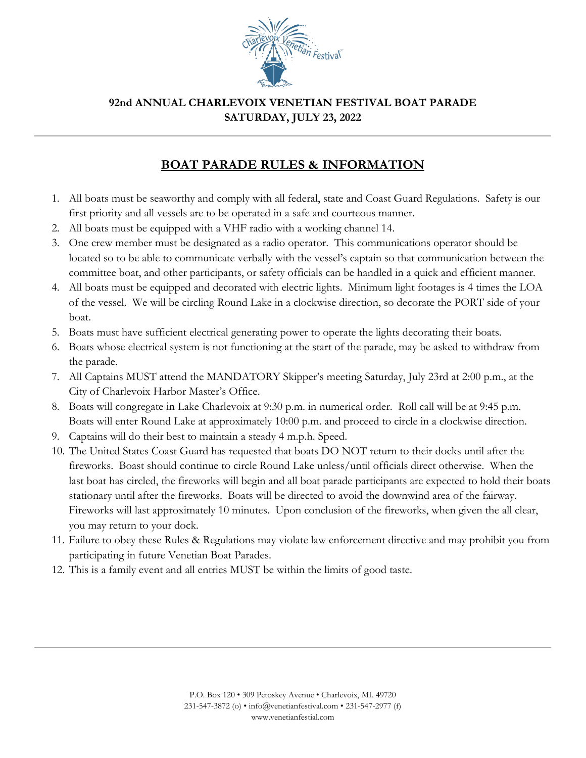**92nd ANNUAL CHARLEVOIX VENETIAN FESTIVAL BOAT PARADE**
**SATURDAY, JULY 23, 2022**

---

## BOAT PARADE RULES & INFORMATION

1. All boats must be seaworthy and comply with all federal, state and Coast Guard Regulations. Safety is our first priority and all vessels are to be operated in a safe and courteous manner.
2. All boats must be equipped with a VHF radio with a working channel 14.
3. One crew member must be designated as a radio operator. This communications operator should be located so to be able to communicate verbally with the vessel's captain so that communication between the committee boat, and other participants, or safety officials can be handled in a quick and efficient manner.
4. All boats must be equipped and decorated with electric lights. Minimum light footages is 4 times the LOA of the vessel. We will be circling Round Lake in a clockwise direction, so decorate the PORT side of your boat.
5. Boats must have sufficient electrical generating power to operate the lights decorating their boats.
6. Boats whose electrical system is not functioning at the start of the parade, may be asked to withdraw from the parade.
7. All Captains MUST attend the MANDATORY Skipper's meeting Saturday, July 23rd at 2:00 p.m., at the City of Charlevoix Harbor Master's Office.
8. Boats will congregate in Lake Charlevoix at 9:30 p.m. in numerical order. Roll call will be at 9:45 p.m. Boats will enter Round Lake at approximately 10:00 p.m. and proceed to circle in a clockwise direction.
9. Captains will do their best to maintain a steady 4 m.p.h. Speed.
10. The United States Coast Guard has requested that boats DO NOT return to their docks until after the fireworks. Boast should continue to circle Round Lake unless/until officials direct otherwise. When the last boat has circled, the fireworks will begin and all boat parade participants are expected to hold their boats stationary until after the fireworks. Boats will be directed to avoid the downwind area of the fairway. Fireworks will last approximately 10 minutes. Upon conclusion of the fireworks, when given the all clear, you may return to your dock.
11. Failure to obey these Rules & Regulations may violate law enforcement directive and may prohibit you from participating in future Venetian Boat Parades.
12. This is a family event and all entries MUST be within the limits of good taste.

---

P.O. Box 120 • 309 Petoskey Avenue • Charlevoix, MI. 49720
231-547-3872 (o) • info@venetianfestival.com • 231-547-2977 (f)
www.venetianfestial.com